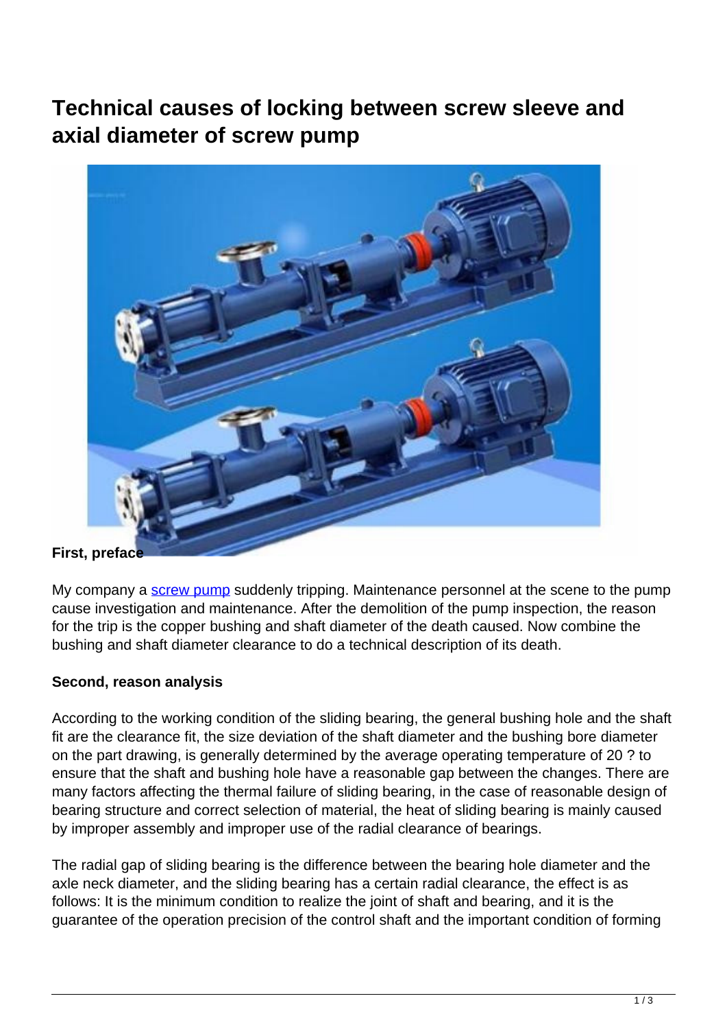# Technical causes of locking between screw sleeve and axial diameter of screw pump

**First, preface**

My company a screw pump suddenly tripping. Maintenance personnel at the scene to the pump cause investigation and maintenance. After the demolition of the pump inspection, the reason for the trip is the copper bushing and shaft diameter of the death caused. Now combine the bushing and shaft diameter clearance to do a technical description of its death.

**Second, reason analysis**

According to the working condition of the sliding bearing, the general bushing hole and the shaft fit are the clearance fit, the size deviation of the shaft diameter and the bushing bore diameter on the part drawing, is generally determined by the average operating temperature of 20 ? to ensure that the shaft and bushing hole have a reasonable gap between the changes. There are many factors affecting the thermal failure of sliding bearing, in the case of reasonable design of bearing structure and correct selection of material, the heat of sliding bearing is mainly caused by improper assembly and improper use of the radial clearance of bearings.

The radial gap of sliding bearing is the difference between the bearing hole diameter and the axle neck diameter, and the sliding bearing has a certain radial clearance, the effect is as follows: It is the minimum condition to realize the joint of shaft and bearing, and it is the guarantee of the operation precision of the control shaft and the important condition of forming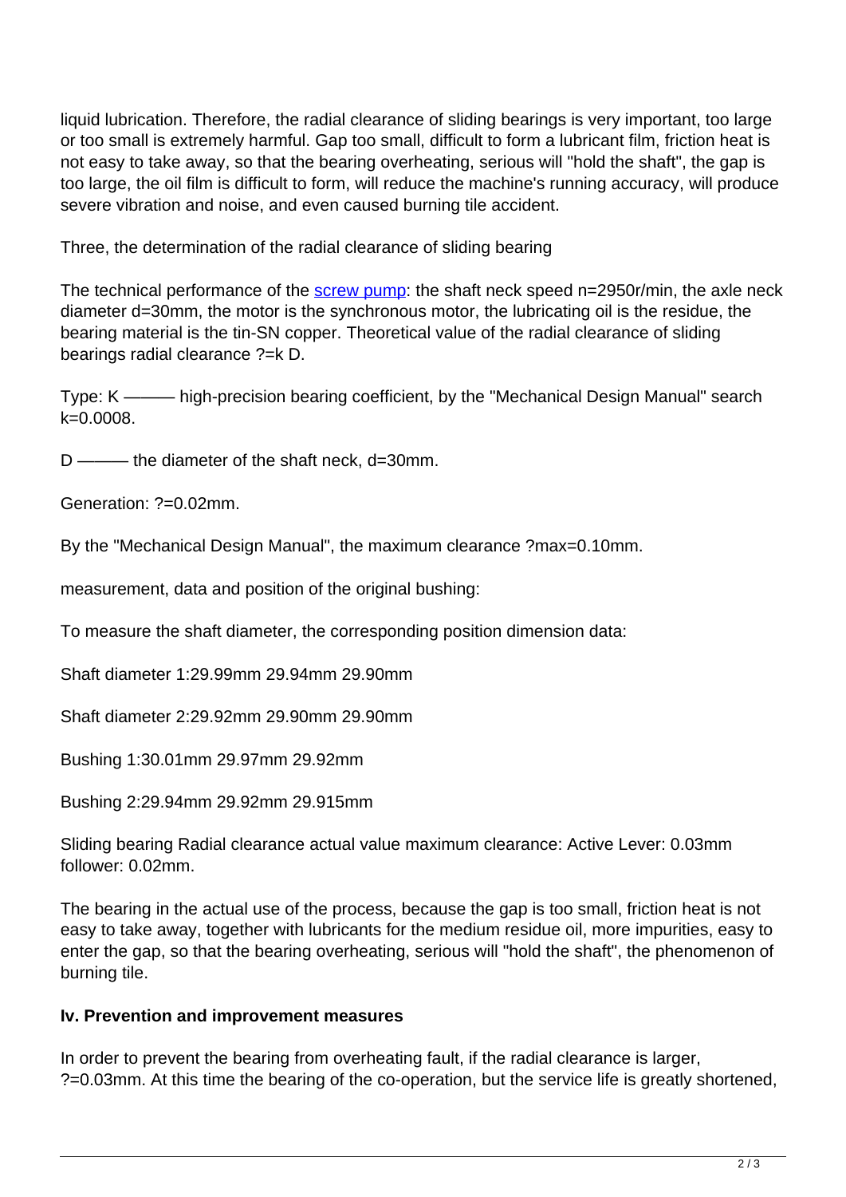liquid lubrication. Therefore, the radial clearance of sliding bearings is very important, too large or too small is extremely harmful. Gap too small, difficult to form a lubricant film, friction heat is not easy to take away, so that the bearing overheating, serious will "hold the shaft", the gap is too large, the oil film is difficult to form, will reduce the machine's running accuracy, will produce severe vibration and noise, and even caused burning tile accident.

Three, the determination of the radial clearance of sliding bearing

The technical performance of the screw pump: the shaft neck speed n=2950r/min, the axle neck diameter d=30mm, the motor is the synchronous motor, the lubricating oil is the residue, the bearing material is the tin-SN copper. Theoretical value of the radial clearance of sliding bearings radial clearance ?=k D.

Type: K ——— high-precision bearing coefficient, by the "Mechanical Design Manual" search k=0.0008.

D ——— the diameter of the shaft neck, d=30mm.

Generation: ?=0.02mm.

By the "Mechanical Design Manual", the maximum clearance ?max=0.10mm.

measurement, data and position of the original bushing:

To measure the shaft diameter, the corresponding position dimension data:

Shaft diameter 1:29.99mm 29.94mm 29.90mm

Shaft diameter 2:29.92mm 29.90mm 29.90mm

Bushing 1:30.01mm 29.97mm 29.92mm

Bushing 2:29.94mm 29.92mm 29.915mm

Sliding bearing Radial clearance actual value maximum clearance: Active Lever: 0.03mm follower: 0.02mm.

The bearing in the actual use of the process, because the gap is too small, friction heat is not easy to take away, together with lubricants for the medium residue oil, more impurities, easy to enter the gap, so that the bearing overheating, serious will "hold the shaft", the phenomenon of burning tile.

**Iv. Prevention and improvement measures**

In order to prevent the bearing from overheating fault, if the radial clearance is larger, ?=0.03mm. At this time the bearing of the co-operation, but the service life is greatly shortened,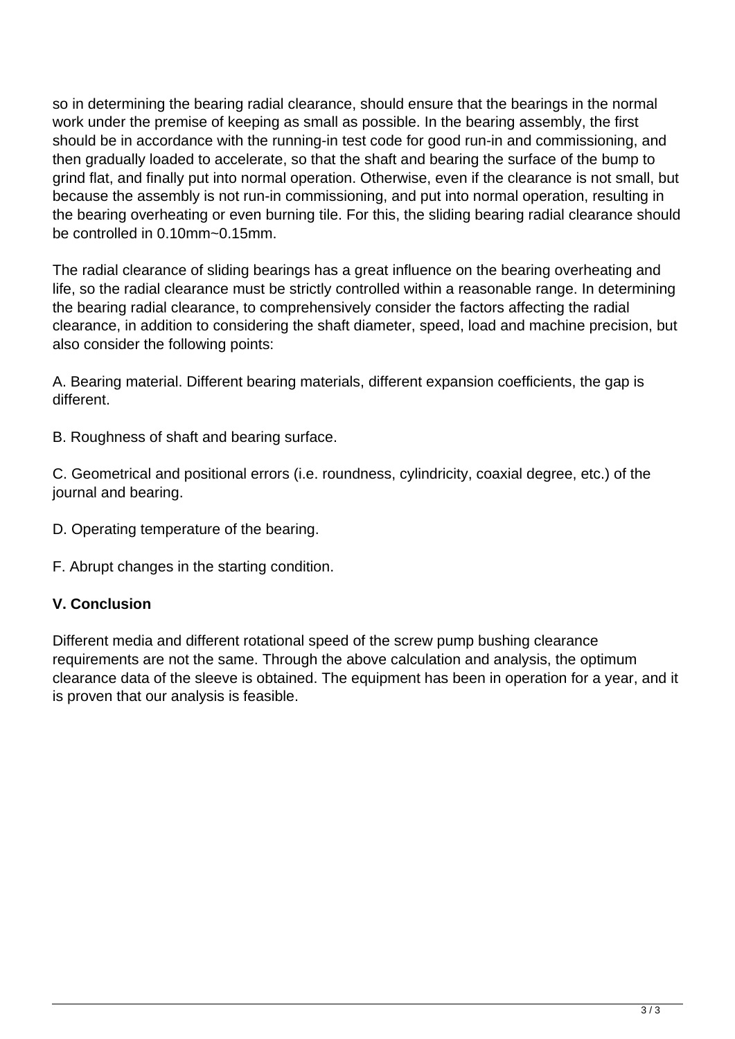so in determining the bearing radial clearance, should ensure that the bearings in the normal work under the premise of keeping as small as possible. In the bearing assembly, the first should be in accordance with the running-in test code for good run-in and commissioning, and then gradually loaded to accelerate, so that the shaft and bearing the surface of the bump to grind flat, and finally put into normal operation. Otherwise, even if the clearance is not small, but because the assembly is not run-in commissioning, and put into normal operation, resulting in the bearing overheating or even burning tile. For this, the sliding bearing radial clearance should be controlled in 0.10mm~0.15mm.

The radial clearance of sliding bearings has a great influence on the bearing overheating and life, so the radial clearance must be strictly controlled within a reasonable range. In determining the bearing radial clearance, to comprehensively consider the factors affecting the radial clearance, in addition to considering the shaft diameter, speed, load and machine precision, but also consider the following points:

A. Bearing material. Different bearing materials, different expansion coefficients, the gap is different.

B. Roughness of shaft and bearing surface.

C. Geometrical and positional errors (i.e. roundness, cylindricity, coaxial degree, etc.) of the journal and bearing.

D. Operating temperature of the bearing.

F. Abrupt changes in the starting condition.

## V. Conclusion

Different media and different rotational speed of the screw pump bushing clearance requirements are not the same. Through the above calculation and analysis, the optimum clearance data of the sleeve is obtained. The equipment has been in operation for a year, and it is proven that our analysis is feasible.